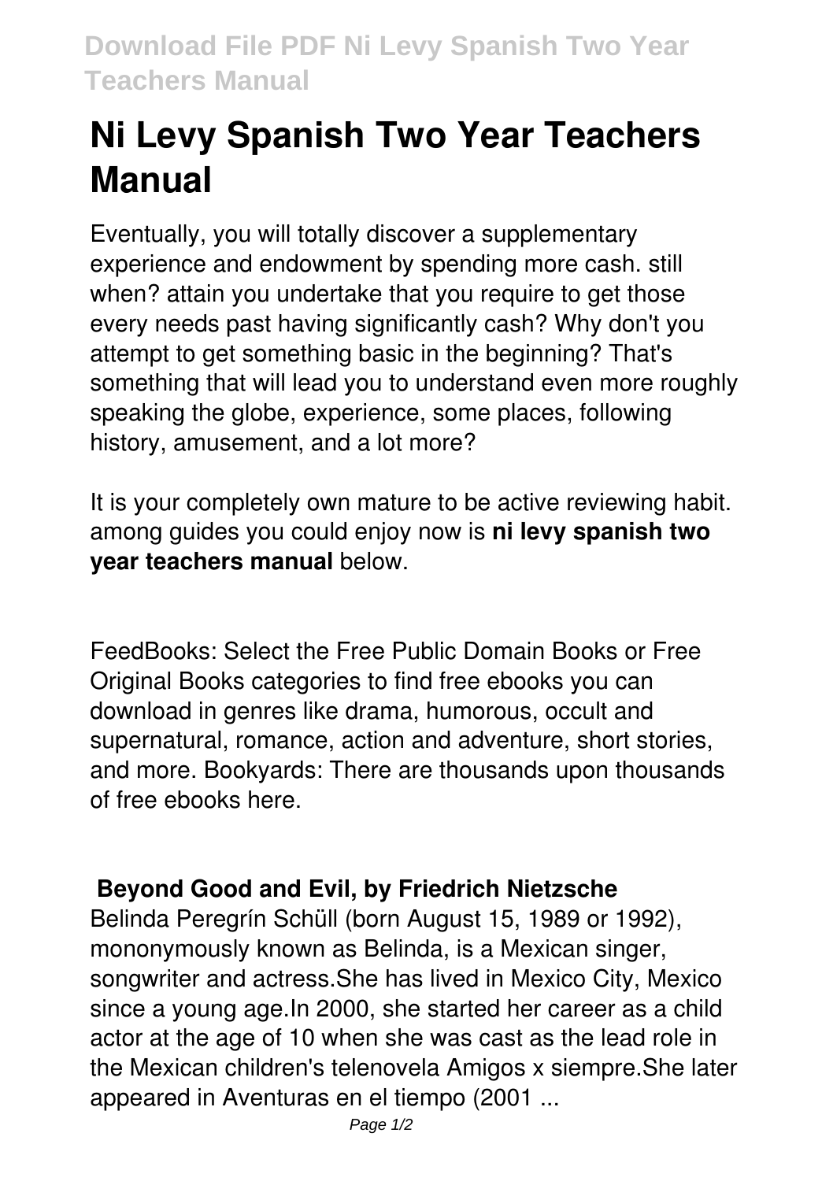# Ni Levy Spanish Two Year Teachers Manual

Eventually, you will totally discover a supplementary experience and endowment by spending more cash. still when? attain you undertake that you require to get those every needs past having significantly cash? Why don't you attempt to get something basic in the beginning? That's something that will lead you to understand even more roughly speaking the globe, experience, some places, following history, amusement, and a lot more?

It is your completely own mature to be active reviewing habit. among guides you could enjoy now is **ni levy spanish two year teachers manual** below.

FeedBooks: Select the Free Public Domain Books or Free Original Books categories to find free ebooks you can download in genres like drama, humorous, occult and supernatural, romance, action and adventure, short stories, and more. Bookyards: There are thousands upon thousands of free ebooks here.

## Beyond Good and Evil, by Friedrich Nietzsche

Belinda Peregrín Schüll (born August 15, 1989 or 1992), mononymously known as Belinda, is a Mexican singer, songwriter and actress.She has lived in Mexico City, Mexico since a young age.In 2000, she started her career as a child actor at the age of 10 when she was cast as the lead role in the Mexican children's telenovela Amigos x siempre.She later appeared in Aventuras en el tiempo (2001 ...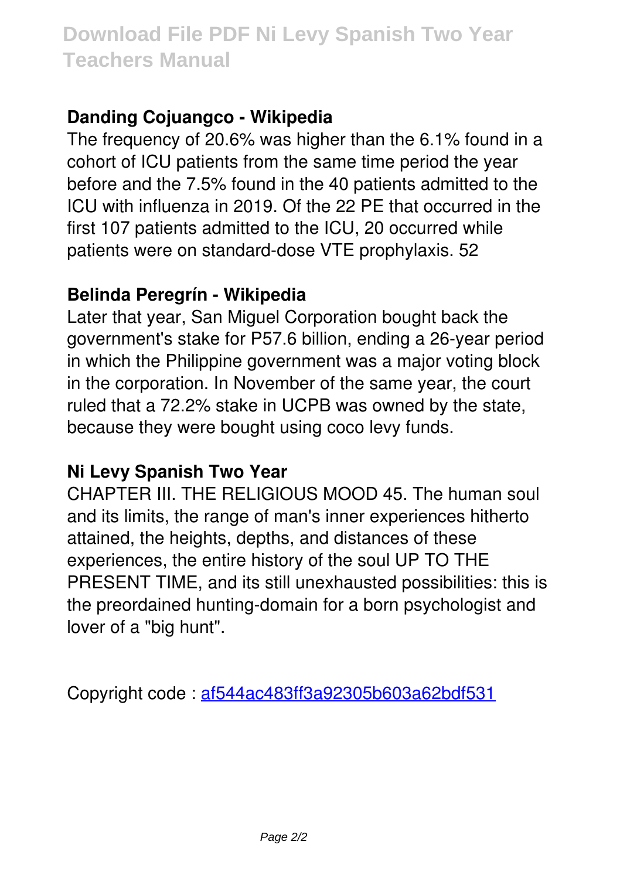### Danding Cojuangco - Wikipedia

The frequency of 20.6% was higher than the 6.1% found in a cohort of ICU patients from the same time period the year before and the 7.5% found in the 40 patients admitted to the ICU with influenza in 2019. Of the 22 PE that occurred in the first 107 patients admitted to the ICU, 20 occurred while patients were on standard-dose VTE prophylaxis. 52

### Belinda Peregrín - Wikipedia

Later that year, San Miguel Corporation bought back the government's stake for P57.6 billion, ending a 26-year period in which the Philippine government was a major voting block in the corporation. In November of the same year, the court ruled that a 72.2% stake in UCPB was owned by the state, because they were bought using coco levy funds.

### Ni Levy Spanish Two Year

CHAPTER III. THE RELIGIOUS MOOD 45. The human soul and its limits, the range of man's inner experiences hitherto attained, the heights, depths, and distances of these experiences, the entire history of the soul UP TO THE PRESENT TIME, and its still unexhausted possibilities: this is the preordained hunting-domain for a born psychologist and lover of a "big hunt".

Copyright code : af544ac483ff3a92305b603a62bdf531